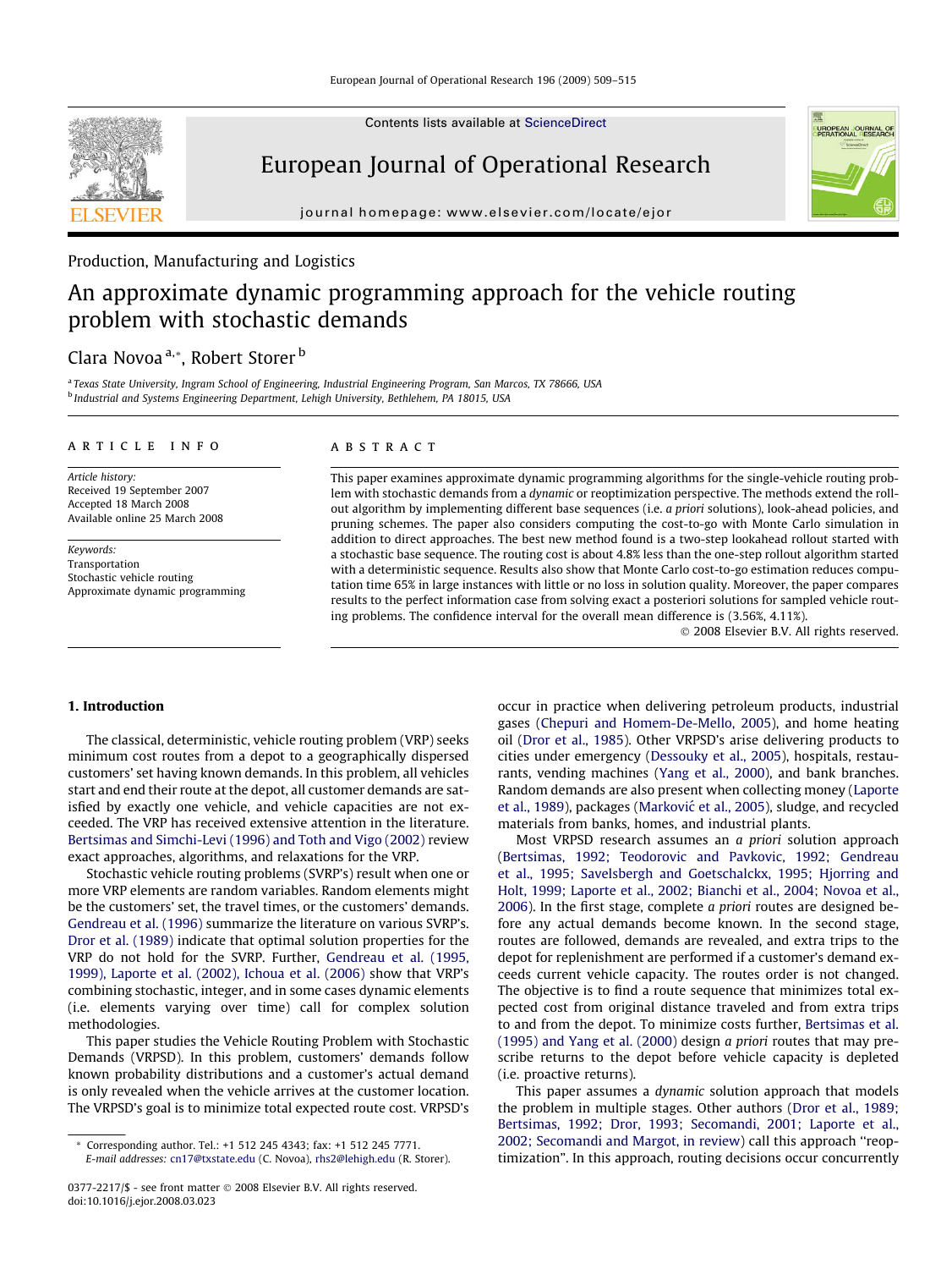Production, Manufacturing and Logistics

# An approximate dynamic programming approach for the vehicle routing problem with stochastic demands

Clara Novoa [a,*], Robert Storer [b]

[a] Texas State University, Ingram School of Engineering, Industrial Engineering Program, San Marcos, TX 78666, USA

[b] Industrial and Systems Engineering Department, Lehigh University, Bethlehem, PA 18015, USA

**ARTICLE INFO**

*Article history:*
Received 19 September 2007
Accepted 18 March 2008
Available online 25 March 2008

*Keywords:*
Transportation
Stochastic vehicle routing
Approximate dynamic programming

**ABSTRACT**

This paper examines approximate dynamic programming algorithms for the single-vehicle routing problem with stochastic demands from a *dynamic* or reoptimization perspective. The methods extend the rollout algorithm by implementing different base sequences (i.e. *a priori* solutions), look-ahead policies, and pruning schemes. The paper also considers computing the cost-to-go with Monte Carlo simulation in addition to direct approaches. The best new method found is a two-step lookahead rollout started with a stochastic base sequence. The routing cost is about 4.8% less than the one-step rollout algorithm started with a deterministic sequence. Results also show that Monte Carlo cost-to-go estimation reduces computation time 65% in large instances with little or no loss in solution quality. Moreover, the paper compares results to the perfect information case from solving exact a posteriori solutions for sampled vehicle routing problems. The confidence interval for the overall mean difference is (3.56%, 4.11%).

© 2008 Elsevier B.V. All rights reserved.

## 1. Introduction

The classical, deterministic, vehicle routing problem (VRP) seeks minimum cost routes from a depot to a geographically dispersed customers' set having known demands. In this problem, all vehicles start and end their route at the depot, all customer demands are satisfied by exactly one vehicle, and vehicle capacities are not exceeded. The VRP has received extensive attention in the literature. Bertsimas and Simchi-Levi (1996) and Toth and Vigo (2002) review exact approaches, algorithms, and relaxations for the VRP.

Stochastic vehicle routing problems (SVRP's) result when one or more VRP elements are random variables. Random elements might be the customers' set, the travel times, or the customers' demands. Gendreau et al. (1996) summarize the literature on various SVRP's. Dror et al. (1989) indicate that optimal solution properties for the VRP do not hold for the SVRP. Further, Gendreau et al. (1995, 1999), Laporte et al. (2002), Ichoua et al. (2006) show that VRP's combining stochastic, integer, and in some cases dynamic elements (i.e. elements varying over time) call for complex solution methodologies.

This paper studies the Vehicle Routing Problem with Stochastic Demands (VRPSD). In this problem, customers' demands follow known probability distributions and a customer's actual demand is only revealed when the vehicle arrives at the customer location. The VRPSD's goal is to minimize total expected route cost. VRPSD's occur in practice when delivering petroleum products, industrial gases (Chepuri and Homem-De-Mello, 2005), and home heating oil (Dror et al., 1985). Other VRPSD's arise delivering products to cities under emergency (Dessouky et al., 2005), hospitals, restaurants, vending machines (Yang et al., 2000), and bank branches. Random demands are also present when collecting money (Laporte et al., 1989), packages (Marković et al., 2005), sludge, and recycled materials from banks, homes, and industrial plants.

Most VRPSD research assumes an *a priori* solution approach (Bertsimas, 1992; Teodorovic and Pavkovic, 1992; Gendreau et al., 1995; Savelsbergh and Goetschalckx, 1995; Hjorring and Holt, 1999; Laporte et al., 2002; Bianchi et al., 2004; Novoa et al., 2006). In the first stage, complete *a priori* routes are designed before any actual demands become known. In the second stage, routes are followed, demands are revealed, and extra trips to the depot for replenishment are performed if a customer's demand exceeds current vehicle capacity. The routes order is not changed. The objective is to find a route sequence that minimizes total expected cost from original distance traveled and from extra trips to and from the depot. To minimize costs further, Bertsimas et al. (1995) and Yang et al. (2000) design *a priori* routes that may prescribe returns to the depot before vehicle capacity is depleted (i.e. proactive returns).

This paper assumes a *dynamic* solution approach that models the problem in multiple stages. Other authors (Dror et al., 1989; Bertsimas, 1992; Dror, 1993; Secomandi, 2001; Laporte et al., 2002; Secomandi and Margot, in review) call this approach "reoptimization". In this approach, routing decisions occur concurrently

* Corresponding author. Tel.: +1 512 245 4343; fax: +1 512 245 7771.
*E-mail addresses:* cn17@txstate.edu (C. Novoa), rhs2@lehigh.edu (R. Storer).

0377-2217/$ - see front matter © 2008 Elsevier B.V. All rights reserved.
doi:10.1016/j.ejor.2008.03.023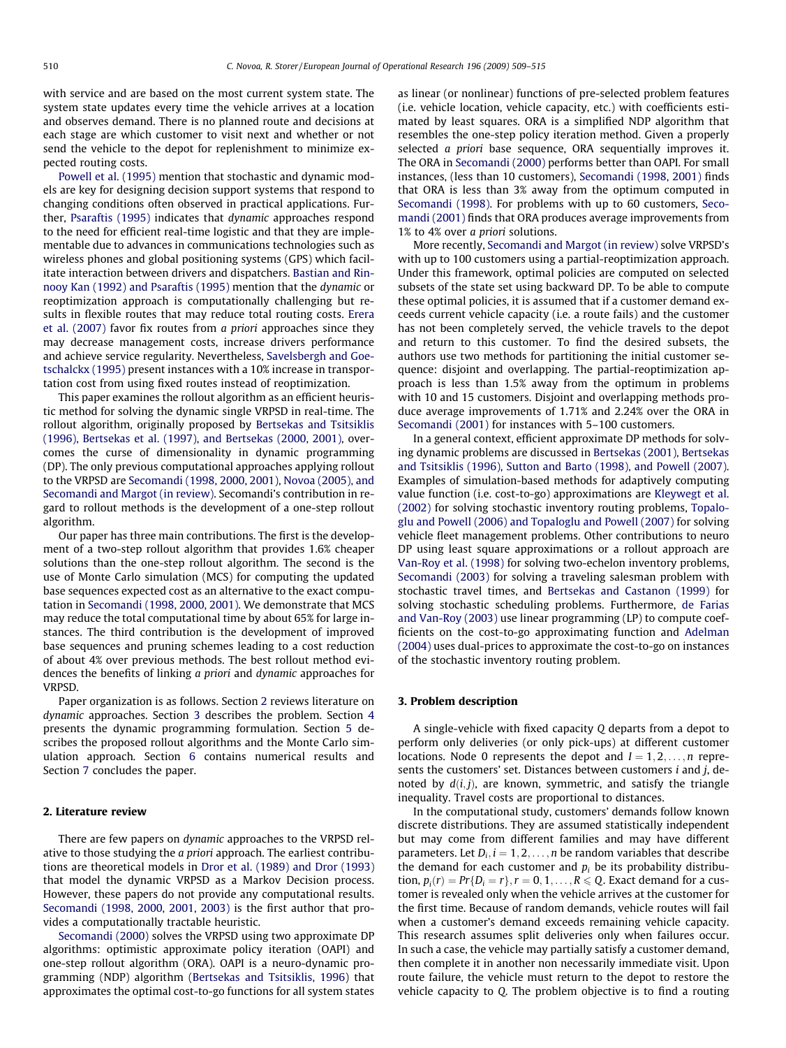with service and are based on the most current system state. The system state updates every time the vehicle arrives at a location and observes demand. There is no planned route and decisions at each stage are which customer to visit next and whether or not send the vehicle to the depot for replenishment to minimize expected routing costs.

Powell et al. (1995) mention that stochastic and dynamic models are key for designing decision support systems that respond to changing conditions often observed in practical applications. Further, Psaraftis (1995) indicates that *dynamic* approaches respond to the need for efficient real-time logistic and that they are implementable due to advances in communications technologies such as wireless phones and global positioning systems (GPS) which facilitate interaction between drivers and dispatchers. Bastian and Rinnooy Kan (1992) and Psaraftis (1995) mention that the *dynamic* or reoptimization approach is computationally challenging but results in flexible routes that may reduce total routing costs. Erera et al. (2007) favor fix routes from *a priori* approaches since they may decrease management costs, increase drivers performance and achieve service regularity. Nevertheless, Savelsbergh and Goetschalckx (1995) present instances with a 10% increase in transportation cost from using fixed routes instead of reoptimization.

This paper examines the rollout algorithm as an efficient heuristic method for solving the dynamic single VRPSD in real-time. The rollout algorithm, originally proposed by Bertsekas and Tsitsiklis (1996), Bertsekas et al. (1997), and Bertsekas (2000, 2001), overcomes the curse of dimensionality in dynamic programming (DP). The only previous computational approaches applying rollout to the VRPSD are Secomandi (1998, 2000, 2001), Novoa (2005), and Secomandi and Margot (in review). Secomandi's contribution in regard to rollout methods is the development of a one-step rollout algorithm.

Our paper has three main contributions. The first is the development of a two-step rollout algorithm that provides 1.6% cheaper solutions than the one-step rollout algorithm. The second is the use of Monte Carlo simulation (MCS) for computing the updated base sequences expected cost as an alternative to the exact computation in Secomandi (1998, 2000, 2001). We demonstrate that MCS may reduce the total computational time by about 65% for large instances. The third contribution is the development of improved base sequences and pruning schemes leading to a cost reduction of about 4% over previous methods. The best rollout method evidences the benefits of linking *a priori* and *dynamic* approaches for VRPSD.

Paper organization is as follows. Section 2 reviews literature on *dynamic* approaches. Section 3 describes the problem. Section 4 presents the dynamic programming formulation. Section 5 describes the proposed rollout algorithms and the Monte Carlo simulation approach. Section 6 contains numerical results and Section 7 concludes the paper.

## 2. Literature review

There are few papers on *dynamic* approaches to the VRPSD relative to those studying the *a priori* approach. The earliest contributions are theoretical models in Dror et al. (1989) and Dror (1993) that model the dynamic VRPSD as a Markov Decision process. However, these papers do not provide any computational results. Secomandi (1998, 2000, 2001, 2003) is the first author that provides a computationally tractable heuristic.

Secomandi (2000) solves the VRPSD using two approximate DP algorithms: optimistic approximate policy iteration (OAPI) and one-step rollout algorithm (ORA). OAPI is a neuro-dynamic programming (NDP) algorithm (Bertsekas and Tsitsiklis, 1996) that approximates the optimal cost-to-go functions for all system states as linear (or nonlinear) functions of pre-selected problem features (i.e. vehicle location, vehicle capacity, etc.) with coefficients estimated by least squares. ORA is a simplified NDP algorithm that resembles the one-step policy iteration method. Given a properly selected *a priori* base sequence, ORA sequentially improves it. The ORA in Secomandi (2000) performs better than OAPI. For small instances, (less than 10 customers), Secomandi (1998, 2001) finds that ORA is less than 3% away from the optimum computed in Secomandi (1998). For problems with up to 60 customers, Secomandi (2001) finds that ORA produces average improvements from 1% to 4% over *a priori* solutions.

More recently, Secomandi and Margot (in review) solve VRPSD's with up to 100 customers using a partial-reoptimization approach. Under this framework, optimal policies are computed on selected subsets of the state set using backward DP. To be able to compute these optimal policies, it is assumed that if a customer demand exceeds current vehicle capacity (i.e. a route fails) and the customer has not been completely served, the vehicle travels to the depot and return to this customer. To find the desired subsets, the authors use two methods for partitioning the initial customer sequence: disjoint and overlapping. The partial-reoptimization approach is less than 1.5% away from the optimum in problems with 10 and 15 customers. Disjoint and overlapping methods produce average improvements of 1.71% and 2.24% over the ORA in Secomandi (2001) for instances with 5–100 customers.

In a general context, efficient approximate DP methods for solving dynamic problems are discussed in Bertsekas (2001), Bertsekas and Tsitsiklis (1996), Sutton and Barto (1998), and Powell (2007). Examples of simulation-based methods for adaptively computing value function (i.e. cost-to-go) approximations are Kleywegt et al. (2002) for solving stochastic inventory routing problems, Topaloglu and Powell (2006) and Topaloglu and Powell (2007) for solving vehicle fleet management problems. Other contributions to neuro DP using least square approximations or a rollout approach are Van-Roy et al. (1998) for solving two-echelon inventory problems, Secomandi (2003) for solving a traveling salesman problem with stochastic travel times, and Bertsekas and Castanon (1999) for solving stochastic scheduling problems. Furthermore, de Farias and Van-Roy (2003) use linear programming (LP) to compute coefficients on the cost-to-go approximating function and Adelman (2004) uses dual-prices to approximate the cost-to-go on instances of the stochastic inventory routing problem.

## 3. Problem description

A single-vehicle with fixed capacity $Q$ departs from a depot to perform only deliveries (or only pick-ups) at different customer locations. Node 0 represents the depot and $I = 1, 2, \ldots, n$ represents the customers' set. Distances between customers $i$ and $j$, denoted by $d(i,j)$, are known, symmetric, and satisfy the triangle inequality. Travel costs are proportional to distances.

In the computational study, customers' demands follow known discrete distributions. They are assumed statistically independent but may come from different families and may have different parameters. Let $D_i, i = 1, 2, \ldots, n$ be random variables that describe the demand for each customer and $p_i$ be its probability distribution, $p_i(r) = Pr\{D_i = r\}, r = 0, 1, \ldots, R \leqslant Q$. Exact demand for a customer is revealed only when the vehicle arrives at the customer for the first time. Because of random demands, vehicle routes will fail when a customer's demand exceeds remaining vehicle capacity. This research assumes split deliveries only when failures occur. In such a case, the vehicle may partially satisfy a customer demand, then complete it in another non necessarily immediate visit. Upon route failure, the vehicle must return to the depot to restore the vehicle capacity to $Q$. The problem objective is to find a routing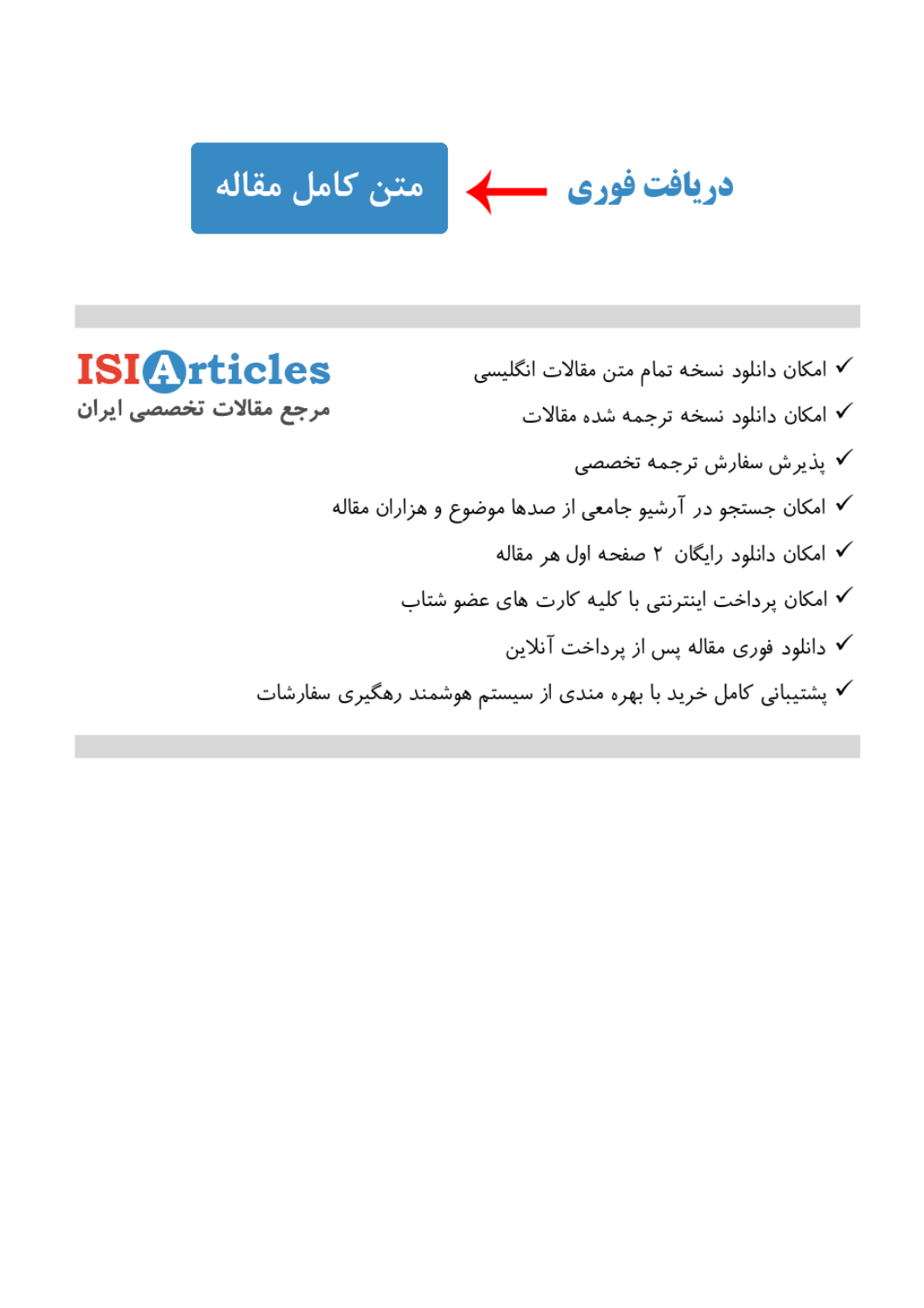دریافت فوری ← **متن کامل مقاله**

**ISIArticles**
مرجع مقالات تخصصی ایران

- ✓ امکان دانلود نسخه تمام متن مقالات انگلیسی
- ✓ امکان دانلود نسخه ترجمه شده مقالات
- ✓ پذیرش سفارش ترجمه تخصصی
- ✓ امکان جستجو در آرشیو جامعی از صدها موضوع و هزاران مقاله
- ✓ امکان دانلود رایگان ۲ صفحه اول هر مقاله
- ✓ امکان پرداخت اینترنتی با کلیه کارت های عضو شتاب
- ✓ دانلود فوری مقاله پس از پرداخت آنلاین
- ✓ پشتیبانی کامل خرید با بهره مندی از سیستم هوشمند رهگیری سفارشات